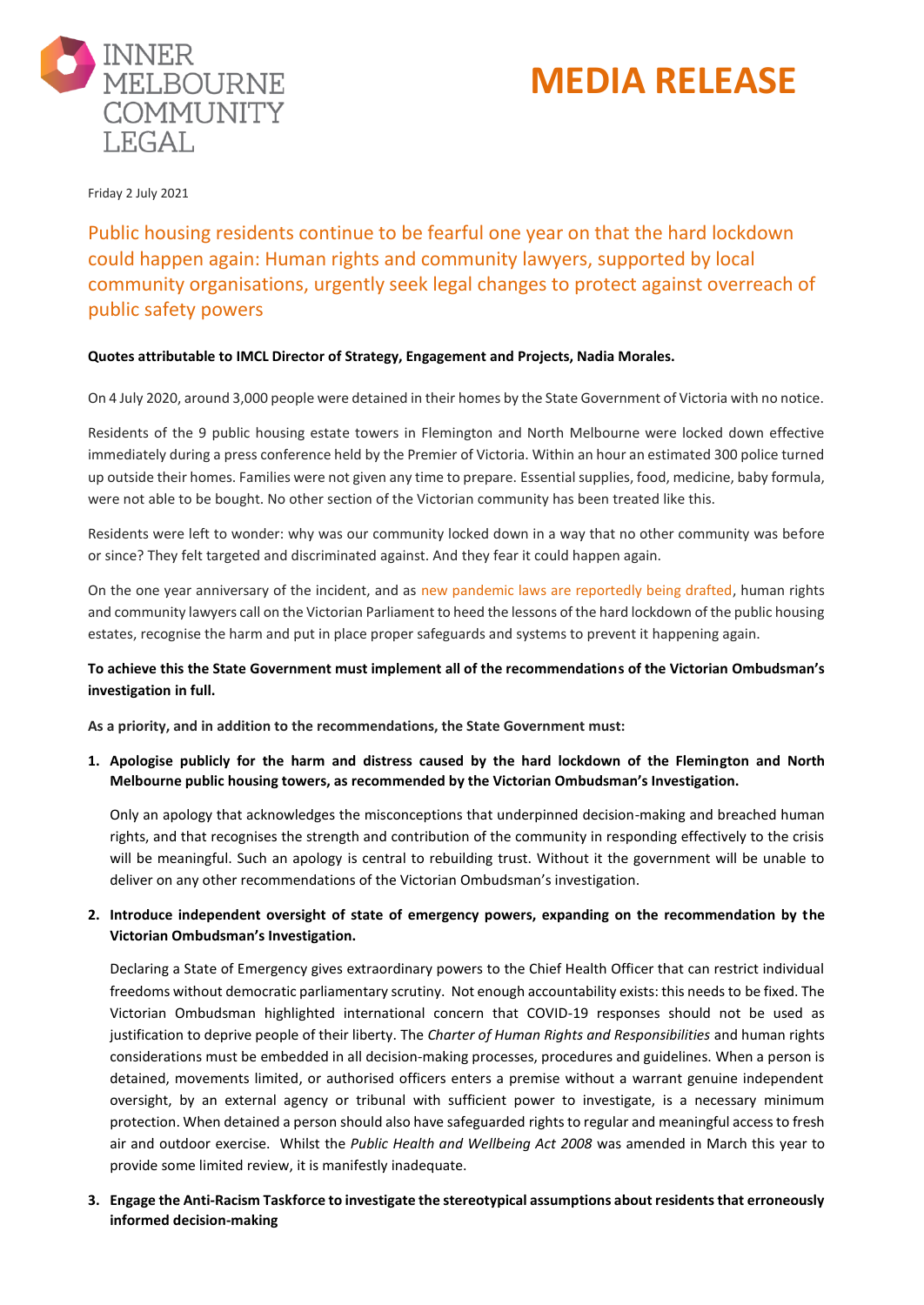INNER MELBOURNE COMMUNITY LEGAL

# MEDIA RELEASE

Friday 2 July 2021

## Public housing residents continue to be fearful one year on that the hard lockdown could happen again: Human rights and community lawyers, supported by local community organisations, urgently seek legal changes to protect against overreach of public safety powers

**Quotes attributable to IMCL Director of Strategy, Engagement and Projects, Nadia Morales.**

On 4 July 2020, around 3,000 people were detained in their homes by the State Government of Victoria with no notice.

Residents of the 9 public housing estate towers in Flemington and North Melbourne were locked down effective immediately during a press conference held by the Premier of Victoria. Within an hour an estimated 300 police turned up outside their homes. Families were not given any time to prepare. Essential supplies, food, medicine, baby formula, were not able to be bought. No other section of the Victorian community has been treated like this.

Residents were left to wonder: why was our community locked down in a way that no other community was before or since? They felt targeted and discriminated against. And they fear it could happen again.

On the one year anniversary of the incident, and as new pandemic laws are reportedly being drafted, human rights and community lawyers call on the Victorian Parliament to heed the lessons of the hard lockdown of the public housing estates, recognise the harm and put in place proper safeguards and systems to prevent it happening again.

**To achieve this the State Government must implement all of the recommendations of the Victorian Ombudsman's investigation in full.**

**As a priority, and in addition to the recommendations, the State Government must:**

1. **Apologise publicly for the harm and distress caused by the hard lockdown of the Flemington and North Melbourne public housing towers, as recommended by the Victorian Ombudsman's Investigation.**

   Only an apology that acknowledges the misconceptions that underpinned decision-making and breached human rights, and that recognises the strength and contribution of the community in responding effectively to the crisis will be meaningful. Such an apology is central to rebuilding trust. Without it the government will be unable to deliver on any other recommendations of the Victorian Ombudsman's investigation.

2. **Introduce independent oversight of state of emergency powers, expanding on the recommendation by the Victorian Ombudsman's Investigation.**

   Declaring a State of Emergency gives extraordinary powers to the Chief Health Officer that can restrict individual freedoms without democratic parliamentary scrutiny. Not enough accountability exists: this needs to be fixed. The Victorian Ombudsman highlighted international concern that COVID-19 responses should not be used as justification to deprive people of their liberty. The *Charter of Human Rights and Responsibilities* and human rights considerations must be embedded in all decision-making processes, procedures and guidelines. When a person is detained, movements limited, or authorised officers enters a premise without a warrant genuine independent oversight, by an external agency or tribunal with sufficient power to investigate, is a necessary minimum protection. When detained a person should also have safeguarded rights to regular and meaningful access to fresh air and outdoor exercise. Whilst the *Public Health and Wellbeing Act 2008* was amended in March this year to provide some limited review, it is manifestly inadequate.

3. **Engage the Anti-Racism Taskforce to investigate the stereotypical assumptions about residents that erroneously informed decision-making**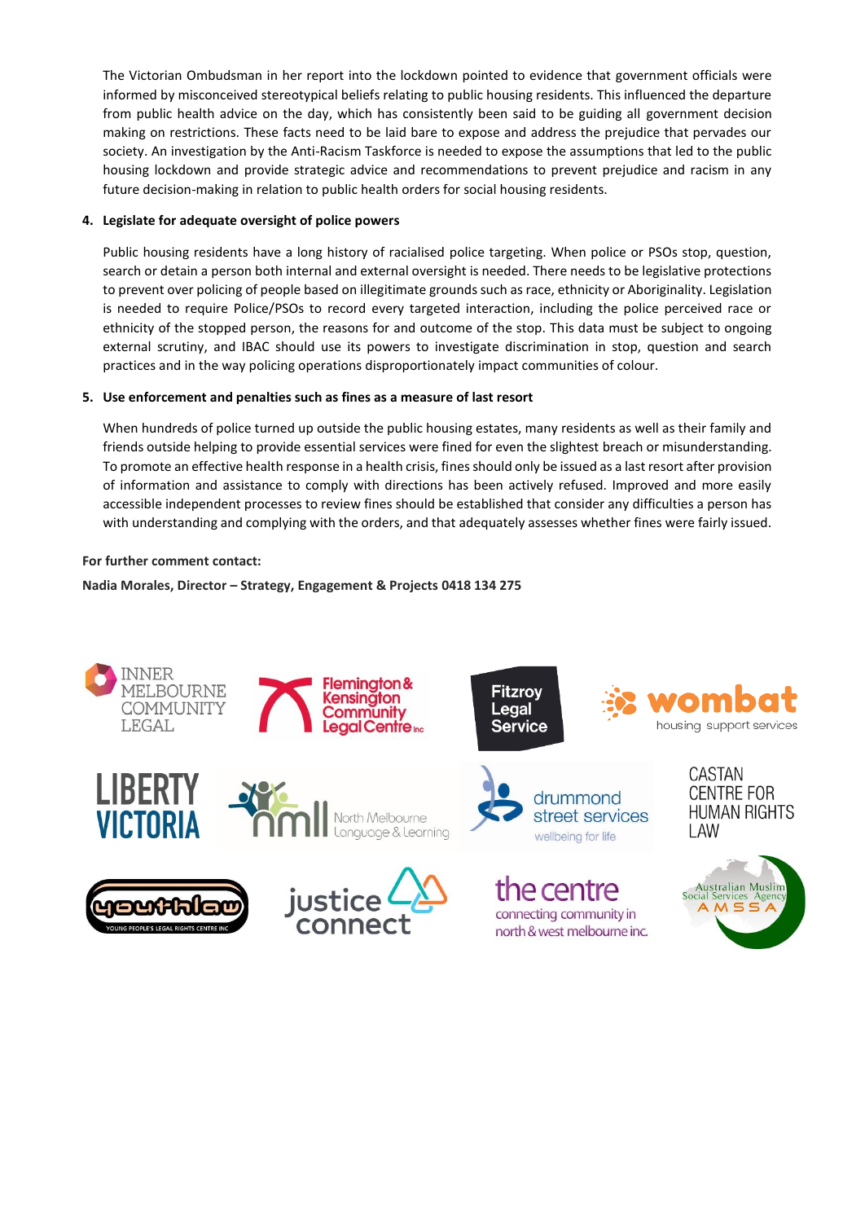The Victorian Ombudsman in her report into the lockdown pointed to evidence that government officials were informed by misconceived stereotypical beliefs relating to public housing residents. This influenced the departure from public health advice on the day, which has consistently been said to be guiding all government decision making on restrictions. These facts need to be laid bare to expose and address the prejudice that pervades our society. An investigation by the Anti-Racism Taskforce is needed to expose the assumptions that led to the public housing lockdown and provide strategic advice and recommendations to prevent prejudice and racism in any future decision-making in relation to public health orders for social housing residents.

4. **Legislate for adequate oversight of police powers**

   Public housing residents have a long history of racialised police targeting. When police or PSOs stop, question, search or detain a person both internal and external oversight is needed. There needs to be legislative protections to prevent over policing of people based on illegitimate grounds such as race, ethnicity or Aboriginality. Legislation is needed to require Police/PSOs to record every targeted interaction, including the police perceived race or ethnicity of the stopped person, the reasons for and outcome of the stop. This data must be subject to ongoing external scrutiny, and IBAC should use its powers to investigate discrimination in stop, question and search practices and in the way policing operations disproportionately impact communities of colour.

5. **Use enforcement and penalties such as fines as a measure of last resort**

   When hundreds of police turned up outside the public housing estates, many residents as well as their family and friends outside helping to provide essential services were fined for even the slightest breach or misunderstanding. To promote an effective health response in a health crisis, fines should only be issued as a last resort after provision of information and assistance to comply with directions has been actively refused. Improved and more easily accessible independent processes to review fines should be established that consider any difficulties a person has with understanding and complying with the orders, and that adequately assesses whether fines were fairly issued.

**For further comment contact:**

**Nadia Morales, Director – Strategy, Engagement & Projects 0418 134 275**

INNER MELBOURNE COMMUNITY LEGAL

Flemington & Kensington Community Legal Centre Inc

Fitzroy Legal Service

wombat housing support services

LIBERTY VICTORIA

nmll North Melbourne Language & Learning

drummond street services wellbeing for life

CASTAN CENTRE FOR HUMAN RIGHTS LAW

youthlaw YOUNG PEOPLE'S LEGAL RIGHTS CENTRE INC

justice connect

the centre connecting community in north & west melbourne inc.

Australian Muslim Social Services Agency AMSSA